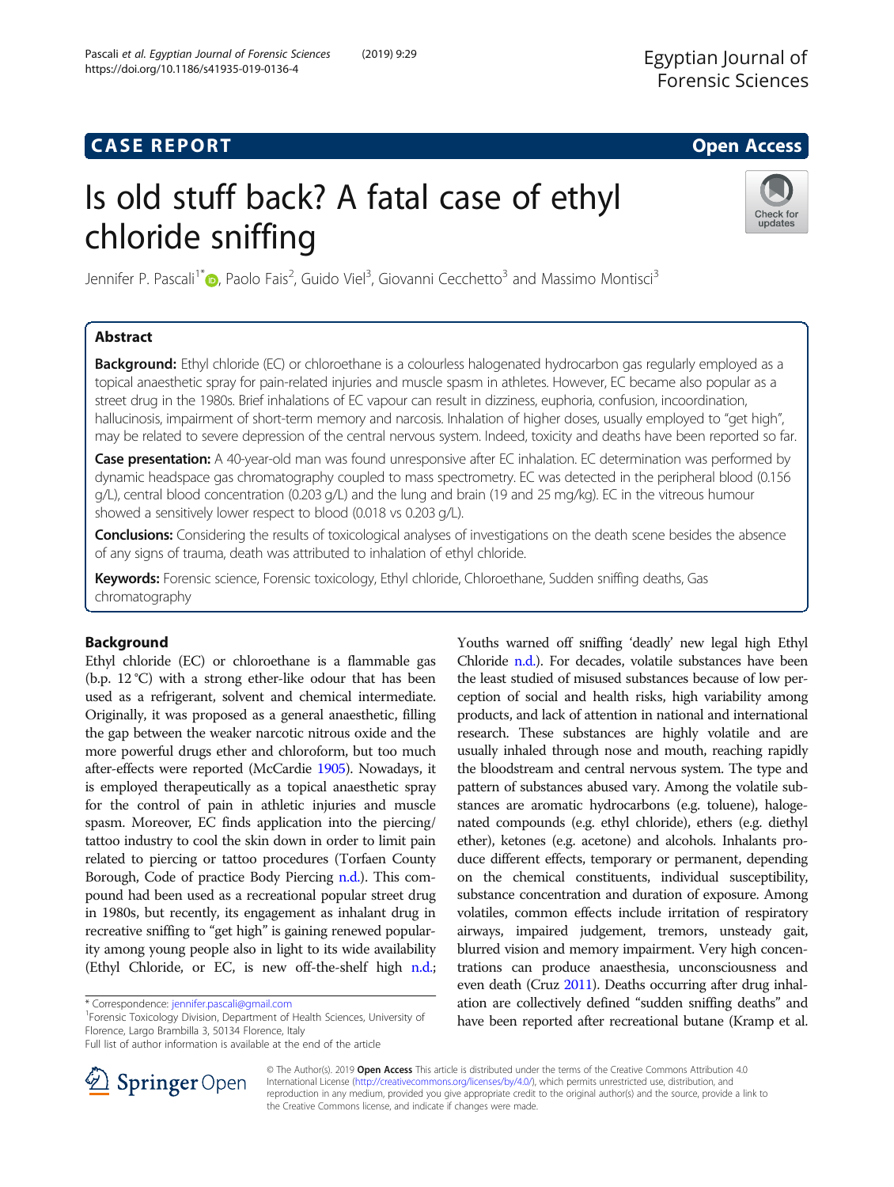Egyptian Journal of Forensic Sciences

**CASE REPORT** **Open Access**

# Is old stuff back? A fatal case of ethyl chloride sniffing

Jennifer P. Pascali[1*], Paolo Fais[2], Guido Viel[3], Giovanni Cecchetto[3] and Massimo Montisci[3]

## Abstract

**Background:** Ethyl chloride (EC) or chloroethane is a colourless halogenated hydrocarbon gas regularly employed as a topical anaesthetic spray for pain-related injuries and muscle spasm in athletes. However, EC became also popular as a street drug in the 1980s. Brief inhalations of EC vapour can result in dizziness, euphoria, confusion, incoordination, hallucinosis, impairment of short-term memory and narcosis. Inhalation of higher doses, usually employed to "get high", may be related to severe depression of the central nervous system. Indeed, toxicity and deaths have been reported so far.

**Case presentation:** A 40-year-old man was found unresponsive after EC inhalation. EC determination was performed by dynamic headspace gas chromatography coupled to mass spectrometry. EC was detected in the peripheral blood (0.156 g/L), central blood concentration (0.203 g/L) and the lung and brain (19 and 25 mg/kg). EC in the vitreous humour showed a sensitively lower respect to blood (0.018 vs 0.203 g/L).

**Conclusions:** Considering the results of toxicological analyses of investigations on the death scene besides the absence of any signs of trauma, death was attributed to inhalation of ethyl chloride.

**Keywords:** Forensic science, Forensic toxicology, Ethyl chloride, Chloroethane, Sudden sniffing deaths, Gas chromatography

## Background

Ethyl chloride (EC) or chloroethane is a flammable gas (b.p. 12 °C) with a strong ether-like odour that has been used as a refrigerant, solvent and chemical intermediate. Originally, it was proposed as a general anaesthetic, filling the gap between the weaker narcotic nitrous oxide and the more powerful drugs ether and chloroform, but too much after-effects were reported (McCardie 1905). Nowadays, it is employed therapeutically as a topical anaesthetic spray for the control of pain in athletic injuries and muscle spasm. Moreover, EC finds application into the piercing/tattoo industry to cool the skin down in order to limit pain related to piercing or tattoo procedures (Torfaen County Borough, Code of practice Body Piercing n.d.). This compound had been used as a recreational popular street drug in 1980s, but recently, its engagement as inhalant drug in recreative sniffing to "get high" is gaining renewed popularity among young people also in light to its wide availability (Ethyl Chloride, or EC, is new off-the-shelf high n.d.; Youths warned off sniffing 'deadly' new legal high Ethyl Chloride n.d.). For decades, volatile substances have been the least studied of misused substances because of low perception of social and health risks, high variability among products, and lack of attention in national and international research. These substances are highly volatile and are usually inhaled through nose and mouth, reaching rapidly the bloodstream and central nervous system. The type and pattern of substances abused vary. Among the volatile substances are aromatic hydrocarbons (e.g. toluene), halogenated compounds (e.g. ethyl chloride), ethers (e.g. diethyl ether), ketones (e.g. acetone) and alcohols. Inhalants produce different effects, temporary or permanent, depending on the chemical constituents, individual susceptibility, substance concentration and duration of exposure. Among volatiles, common effects include irritation of respiratory airways, impaired judgement, tremors, unsteady gait, blurred vision and memory impairment. Very high concentrations can produce anaesthesia, unconsciousness and even death (Cruz 2011). Deaths occurring after drug inhalation are collectively defined "sudden sniffing deaths" and have been reported after recreational butane (Kramp et al.

\* Correspondence: jennifer.pascali@gmail.com
[1]Forensic Toxicology Division, Department of Health Sciences, University of Florence, Largo Brambilla 3, 50134 Florence, Italy
Full list of author information is available at the end of the article

© The Author(s). 2019 **Open Access** This article is distributed under the terms of the Creative Commons Attribution 4.0 International License (http://creativecommons.org/licenses/by/4.0/), which permits unrestricted use, distribution, and reproduction in any medium, provided you give appropriate credit to the original author(s) and the source, provide a link to the Creative Commons license, and indicate if changes were made.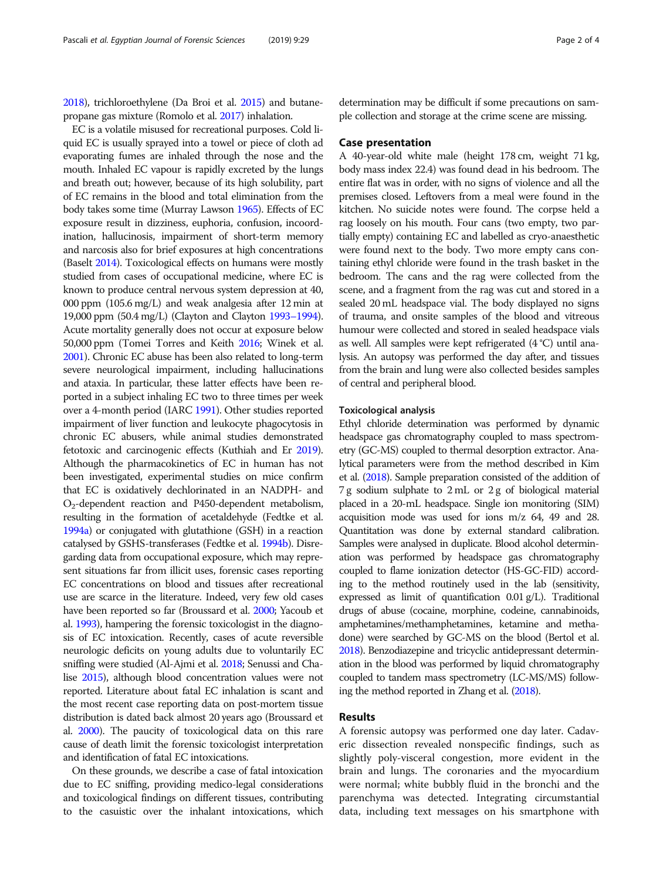2018), trichloroethylene (Da Broi et al. 2015) and butane-propane gas mixture (Romolo et al. 2017) inhalation.

EC is a volatile misused for recreational purposes. Cold liquid EC is usually sprayed into a towel or piece of cloth ad evaporating fumes are inhaled through the nose and the mouth. Inhaled EC vapour is rapidly excreted by the lungs and breath out; however, because of its high solubility, part of EC remains in the blood and total elimination from the body takes some time (Murray Lawson 1965). Effects of EC exposure result in dizziness, euphoria, confusion, incoordination, hallucinosis, impairment of short-term memory and narcosis also for brief exposures at high concentrations (Baselt 2014). Toxicological effects on humans were mostly studied from cases of occupational medicine, where EC is known to produce central nervous system depression at 40,000 ppm (105.6 mg/L) and weak analgesia after 12 min at 19,000 ppm (50.4 mg/L) (Clayton and Clayton 1993–1994). Acute mortality generally does not occur at exposure below 50,000 ppm (Tomei Torres and Keith 2016; Winek et al. 2001). Chronic EC abuse has been also related to long-term severe neurological impairment, including hallucinations and ataxia. In particular, these latter effects have been reported in a subject inhaling EC two to three times per week over a 4-month period (IARC 1991). Other studies reported impairment of liver function and leukocyte phagocytosis in chronic EC abusers, while animal studies demonstrated fetotoxic and carcinogenic effects (Kuthiah and Er 2019). Although the pharmacokinetics of EC in human has not been investigated, experimental studies on mice confirm that EC is oxidatively dechlorinated in an NADPH- and $O_2$-dependent reaction and P450-dependent metabolism, resulting in the formation of acetaldehyde (Fedtke et al. 1994a) or conjugated with glutathione (GSH) in a reaction catalysed by GSHS-transferases (Fedtke et al. 1994b). Disregarding data from occupational exposure, which may represent situations far from illicit uses, forensic cases reporting EC concentrations on blood and tissues after recreational use are scarce in the literature. Indeed, very few old cases have been reported so far (Broussard et al. 2000; Yacoub et al. 1993), hampering the forensic toxicologist in the diagnosis of EC intoxication. Recently, cases of acute reversible neurologic deficits on young adults due to voluntarily EC sniffing were studied (Al-Ajmi et al. 2018; Senussi and Chalise 2015), although blood concentration values were not reported. Literature about fatal EC inhalation is scant and the most recent case reporting data on post-mortem tissue distribution is dated back almost 20 years ago (Broussard et al. 2000). The paucity of toxicological data on this rare cause of death limit the forensic toxicologist interpretation and identification of fatal EC intoxications.

On these grounds, we describe a case of fatal intoxication due to EC sniffing, providing medico-legal considerations and toxicological findings on different tissues, contributing to the casuistic over the inhalant intoxications, which determination may be difficult if some precautions on sample collection and storage at the crime scene are missing.

## Case presentation

A 40-year-old white male (height 178 cm, weight 71 kg, body mass index 22.4) was found dead in his bedroom. The entire flat was in order, with no signs of violence and all the premises closed. Leftovers from a meal were found in the kitchen. No suicide notes were found. The corpse held a rag loosely on his mouth. Four cans (two empty, two partially empty) containing EC and labelled as cryo-anaesthetic were found next to the body. Two more empty cans containing ethyl chloride were found in the trash basket in the bedroom. The cans and the rag were collected from the scene, and a fragment from the rag was cut and stored in a sealed 20 mL headspace vial. The body displayed no signs of trauma, and onsite samples of the blood and vitreous humour were collected and stored in sealed headspace vials as well. All samples were kept refrigerated (4 °C) until analysis. An autopsy was performed the day after, and tissues from the brain and lung were also collected besides samples of central and peripheral blood.

### Toxicological analysis

Ethyl chloride determination was performed by dynamic headspace gas chromatography coupled to mass spectrometry (GC-MS) coupled to thermal desorption extractor. Analytical parameters were from the method described in Kim et al. (2018). Sample preparation consisted of the addition of 7 g sodium sulphate to 2 mL or 2 g of biological material placed in a 20-mL headspace. Single ion monitoring (SIM) acquisition mode was used for ions m/z 64, 49 and 28. Quantitation was done by external standard calibration. Samples were analysed in duplicate. Blood alcohol determination was performed by headspace gas chromatography coupled to flame ionization detector (HS-GC-FID) according to the method routinely used in the lab (sensitivity, expressed as limit of quantification 0.01 g/L). Traditional drugs of abuse (cocaine, morphine, codeine, cannabinoids, amphetamines/methamphetamines, ketamine and methadone) were searched by GC-MS on the blood (Bertol et al. 2018). Benzodiazepine and tricyclic antidepressant determination in the blood was performed by liquid chromatography coupled to tandem mass spectrometry (LC-MS/MS) following the method reported in Zhang et al. (2018).

## Results

A forensic autopsy was performed one day later. Cadaveric dissection revealed nonspecific findings, such as slightly poly-visceral congestion, more evident in the brain and lungs. The coronaries and the myocardium were normal; white bubbly fluid in the bronchi and the parenchyma was detected. Integrating circumstantial data, including text messages on his smartphone with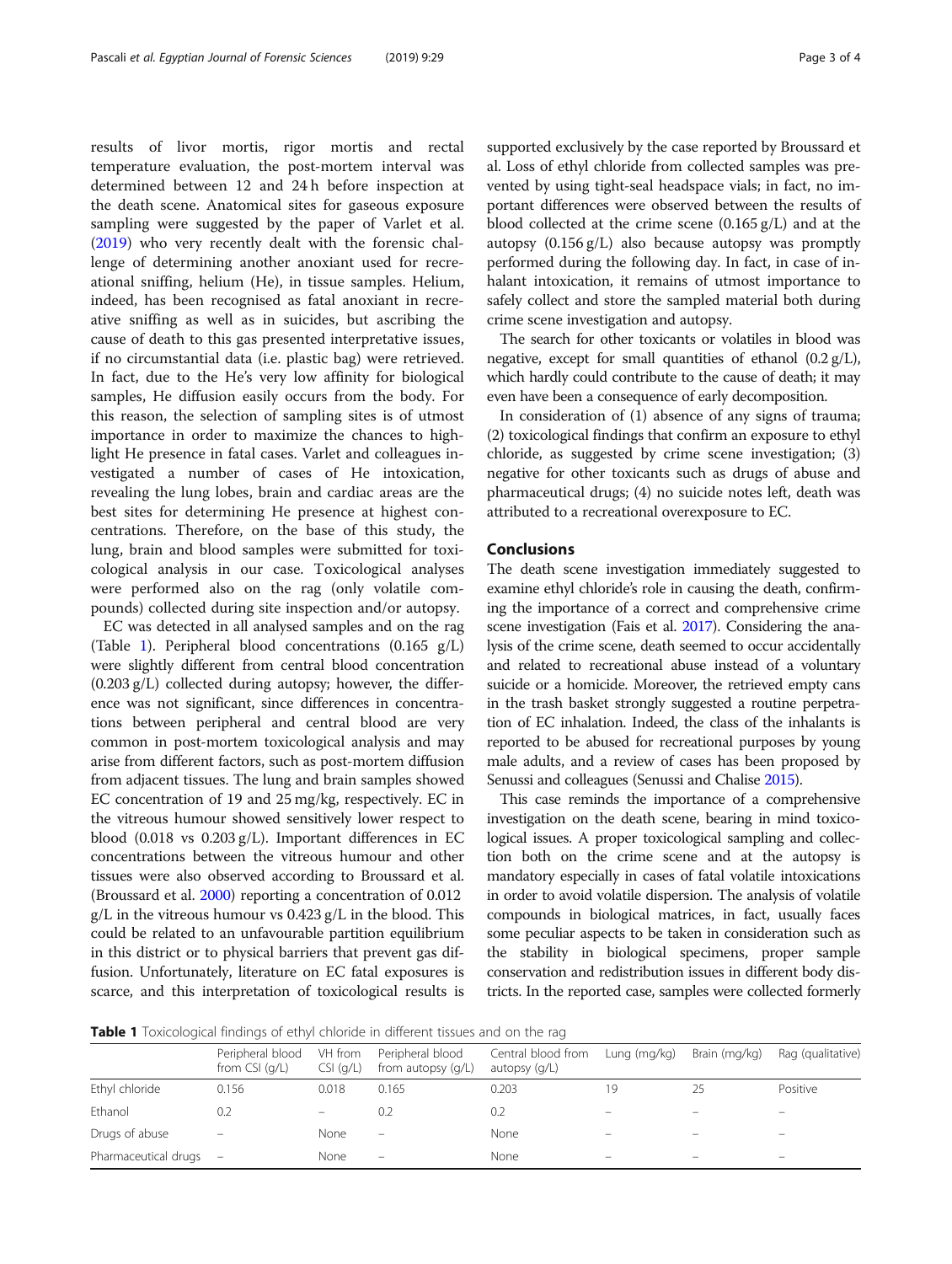results of livor mortis, rigor mortis and rectal temperature evaluation, the post-mortem interval was determined between 12 and 24 h before inspection at the death scene. Anatomical sites for gaseous exposure sampling were suggested by the paper of Varlet et al. (2019) who very recently dealt with the forensic challenge of determining another anoxiant used for recreational sniffing, helium (He), in tissue samples. Helium, indeed, has been recognised as fatal anoxiant in recreative sniffing as well as in suicides, but ascribing the cause of death to this gas presented interpretative issues, if no circumstantial data (i.e. plastic bag) were retrieved. In fact, due to the He's very low affinity for biological samples, He diffusion easily occurs from the body. For this reason, the selection of sampling sites is of utmost importance in order to maximize the chances to highlight He presence in fatal cases. Varlet and colleagues investigated a number of cases of He intoxication, revealing the lung lobes, brain and cardiac areas are the best sites for determining He presence at highest concentrations. Therefore, on the base of this study, the lung, brain and blood samples were submitted for toxicological analysis in our case. Toxicological analyses were performed also on the rag (only volatile compounds) collected during site inspection and/or autopsy.

EC was detected in all analysed samples and on the rag (Table 1). Peripheral blood concentrations (0.165 g/L) were slightly different from central blood concentration (0.203 g/L) collected during autopsy; however, the difference was not significant, since differences in concentrations between peripheral and central blood are very common in post-mortem toxicological analysis and may arise from different factors, such as post-mortem diffusion from adjacent tissues. The lung and brain samples showed EC concentration of 19 and 25 mg/kg, respectively. EC in the vitreous humour showed sensitively lower respect to blood (0.018 vs 0.203 g/L). Important differences in EC concentrations between the vitreous humour and other tissues were also observed according to Broussard et al. (Broussard et al. 2000) reporting a concentration of 0.012 g/L in the vitreous humour vs 0.423 g/L in the blood. This could be related to an unfavourable partition equilibrium in this district or to physical barriers that prevent gas diffusion. Unfortunately, literature on EC fatal exposures is scarce, and this interpretation of toxicological results is supported exclusively by the case reported by Broussard et al. Loss of ethyl chloride from collected samples was prevented by using tight-seal headspace vials; in fact, no important differences were observed between the results of blood collected at the crime scene (0.165 g/L) and at the autopsy (0.156 g/L) also because autopsy was promptly performed during the following day. In fact, in case of inhalant intoxication, it remains of utmost importance to safely collect and store the sampled material both during crime scene investigation and autopsy.

The search for other toxicants or volatiles in blood was negative, except for small quantities of ethanol (0.2 g/L), which hardly could contribute to the cause of death; it may even have been a consequence of early decomposition.

In consideration of (1) absence of any signs of trauma; (2) toxicological findings that confirm an exposure to ethyl chloride, as suggested by crime scene investigation; (3) negative for other toxicants such as drugs of abuse and pharmaceutical drugs; (4) no suicide notes left, death was attributed to a recreational overexposure to EC.

## Conclusions

The death scene investigation immediately suggested to examine ethyl chloride's role in causing the death, confirming the importance of a correct and comprehensive crime scene investigation (Fais et al. 2017). Considering the analysis of the crime scene, death seemed to occur accidentally and related to recreational abuse instead of a voluntary suicide or a homicide. Moreover, the retrieved empty cans in the trash basket strongly suggested a routine perpetration of EC inhalation. Indeed, the class of the inhalants is reported to be abused for recreational purposes by young male adults, and a review of cases has been proposed by Senussi and colleagues (Senussi and Chalise 2015).

This case reminds the importance of a comprehensive investigation on the death scene, bearing in mind toxicological issues. A proper toxicological sampling and collection both on the crime scene and at the autopsy is mandatory especially in cases of fatal volatile intoxications in order to avoid volatile dispersion. The analysis of volatile compounds in biological matrices, in fact, usually faces some peculiar aspects to be taken in consideration such as the stability in biological specimens, proper sample conservation and redistribution issues in different body districts. In the reported case, samples were collected formerly

**Table 1** Toxicological findings of ethyl chloride in different tissues and on the rag

| | Peripheral blood from CSI (g/L) | VH from CSI (g/L) | Peripheral blood from autopsy (g/L) | Central blood from autopsy (g/L) | Lung (mg/kg) | Brain (mg/kg) | Rag (qualitative) |
|---|---|---|---|---|---|---|---|
| Ethyl chloride | 0.156 | 0.018 | 0.165 | 0.203 | 19 | 25 | Positive |
| Ethanol | 0.2 | – | 0.2 | 0.2 | – | – | – |
| Drugs of abuse | – | None | – | None | – | – | – |
| Pharmaceutical drugs | – | None | – | None | – | – | – |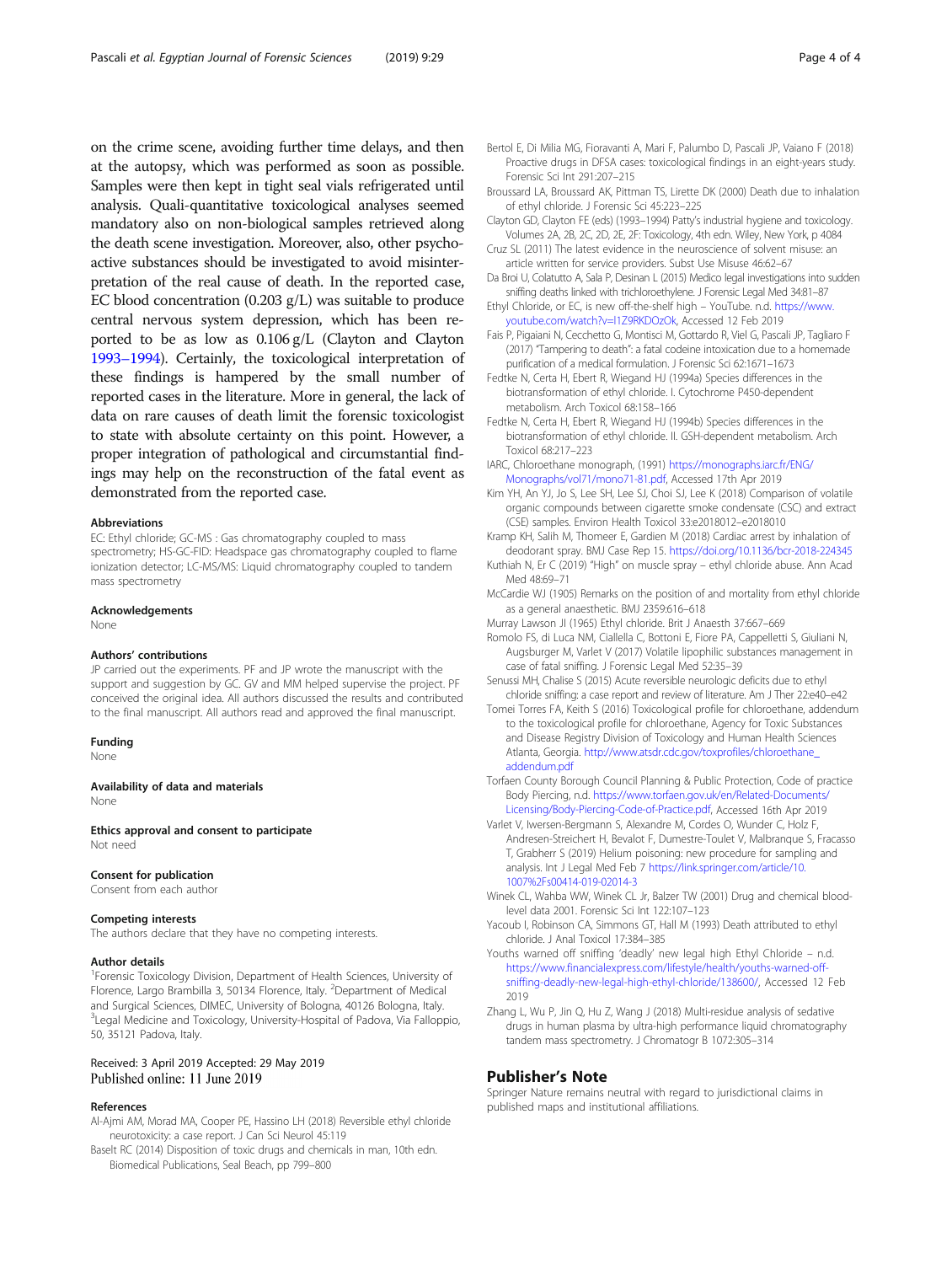on the crime scene, avoiding further time delays, and then at the autopsy, which was performed as soon as possible. Samples were then kept in tight seal vials refrigerated until analysis. Quali-quantitative toxicological analyses seemed mandatory also on non-biological samples retrieved along the death scene investigation. Moreover, also, other psychoactive substances should be investigated to avoid misinterpretation of the real cause of death. In the reported case, EC blood concentration (0.203 g/L) was suitable to produce central nervous system depression, which has been reported to be as low as 0.106 g/L (Clayton and Clayton 1993–1994). Certainly, the toxicological interpretation of these findings is hampered by the small number of reported cases in the literature. More in general, the lack of data on rare causes of death limit the forensic toxicologist to state with absolute certainty on this point. However, a proper integration of pathological and circumstantial findings may help on the reconstruction of the fatal event as demonstrated from the reported case.

#### Abbreviations

EC: Ethyl chloride; GC-MS : Gas chromatography coupled to mass spectrometry; HS-GC-FID: Headspace gas chromatography coupled to flame ionization detector; LC-MS/MS: Liquid chromatography coupled to tandem mass spectrometry

#### Acknowledgements

None

#### Authors' contributions

JP carried out the experiments. PF and JP wrote the manuscript with the support and suggestion by GC. GV and MM helped supervise the project. PF conceived the original idea. All authors discussed the results and contributed to the final manuscript. All authors read and approved the final manuscript.

#### Funding

None

#### Availability of data and materials

None

#### Ethics approval and consent to participate

Not need

#### Consent for publication

Consent from each author

#### Competing interests

The authors declare that they have no competing interests.

#### Author details

[1]Forensic Toxicology Division, Department of Health Sciences, University of Florence, Largo Brambilla 3, 50134 Florence, Italy. [2]Department of Medical and Surgical Sciences, DIMEC, University of Bologna, 40126 Bologna, Italy. [3]Legal Medicine and Toxicology, University-Hospital of Padova, Via Falloppio, 50, 35121 Padova, Italy.

Received: 3 April 2019 Accepted: 29 May 2019
Published online: 11 June 2019

#### References

Al-Ajmi AM, Morad MA, Cooper PE, Hassino LH (2018) Reversible ethyl chloride neurotoxicity: a case report. J Can Sci Neurol 45:119

Baselt RC (2014) Disposition of toxic drugs and chemicals in man, 10th edn. Biomedical Publications, Seal Beach, pp 799–800

Bertol E, Di Milia MG, Fioravanti A, Mari F, Palumbo D, Pascali JP, Vaiano F (2018) Proactive drugs in DFSA cases: toxicological findings in an eight-years study. Forensic Sci Int 291:207–215

Broussard LA, Broussard AK, Pittman TS, Lirette DK (2000) Death due to inhalation of ethyl chloride. J Forensic Sci 45:223–225

Clayton GD, Clayton FE (eds) (1993–1994) Patty's industrial hygiene and toxicology. Volumes 2A, 2B, 2C, 2D, 2E, 2F: Toxicology, 4th edn. Wiley, New York, p 4084

Cruz SL (2011) The latest evidence in the neuroscience of solvent misuse: an article written for service providers. Subst Use Misuse 46:62–67

Da Broi U, Colatutto A, Sala P, Desinan L (2015) Medico legal investigations into sudden sniffing deaths linked with trichloroethylene. J Forensic Legal Med 34:81–87

Ethyl Chloride, or EC, is new off-the-shelf high – YouTube. n.d. https://www.youtube.com/watch?v=I1Z9RKDOzOk, Accessed 12 Feb 2019

Fais P, Pigaiani N, Cecchetto G, Montisci M, Gottardo R, Viel G, Pascali JP, Tagliaro F (2017) "Tampering to death": a fatal codeine intoxication due to a homemade purification of a medical formulation. J Forensic Sci 62:1671–1673

Fedtke N, Certa H, Ebert R, Wiegand HJ (1994a) Species differences in the biotransformation of ethyl chloride. I. Cytochrome P450-dependent metabolism. Arch Toxicol 68:158–166

Fedtke N, Certa H, Ebert R, Wiegand HJ (1994b) Species differences in the biotransformation of ethyl chloride. II. GSH-dependent metabolism. Arch Toxicol 68:217–223

IARC, Chloroethane monograph, (1991) https://monographs.iarc.fr/ENG/Monographs/vol71/mono71-81.pdf, Accessed 17th Apr 2019

Kim YH, An YJ, Jo S, Lee SH, Lee SJ, Choi SJ, Lee K (2018) Comparison of volatile organic compounds between cigarette smoke condensate (CSC) and extract (CSE) samples. Environ Health Toxicol 33:e2018012–e2018010

Kramp KH, Salih M, Thomeer E, Gardien M (2018) Cardiac arrest by inhalation of deodorant spray. BMJ Case Rep 15. https://doi.org/10.1136/bcr-2018-224345

Kuthiah N, Er C (2019) "High" on muscle spray – ethyl chloride abuse. Ann Acad Med 48:69–71

McCardie WJ (1905) Remarks on the position of and mortality from ethyl chloride as a general anaesthetic. BMJ 2359:616–618

Murray Lawson JI (1965) Ethyl chloride. Brit J Anaesth 37:667–669

Romolo FS, di Luca NM, Ciallella C, Bottoni E, Fiore PA, Cappelletti S, Giuliani N, Augsburger M, Varlet V (2017) Volatile lipophilic substances management in case of fatal sniffing. J Forensic Legal Med 52:35–39

Senussi MH, Chalise S (2015) Acute reversible neurologic deficits due to ethyl chloride sniffing: a case report and review of literature. Am J Ther 22:e40–e42

Tomei Torres FA, Keith S (2016) Toxicological profile for chloroethane, addendum to the toxicological profile for chloroethane, Agency for Toxic Substances and Disease Registry Division of Toxicology and Human Health Sciences Atlanta, Georgia. http://www.atsdr.cdc.gov/toxprofiles/chloroethane_addendum.pdf

Torfaen County Borough Council Planning & Public Protection, Code of practice Body Piercing, n.d. https://www.torfaen.gov.uk/en/Related-Documents/Licensing/Body-Piercing-Code-of-Practice.pdf, Accessed 16th Apr 2019

Varlet V, Iwersen-Bergmann S, Alexandre M, Cordes O, Wunder C, Holz F, Andresen-Streichert H, Bevalot F, Dumestre-Toulet V, Malbranque S, Fracasso T, Grabherr S (2019) Helium poisoning: new procedure for sampling and analysis. Int J Legal Med Feb 7 https://link.springer.com/article/10.1007%2Fs00414-019-02014-3

Winek CL, Wahba WW, Winek CL Jr, Balzer TW (2001) Drug and chemical blood-level data 2001. Forensic Sci Int 122:107–123

Yacoub I, Robinson CA, Simmons GT, Hall M (1993) Death attributed to ethyl chloride. J Anal Toxicol 17:384–385

Youths warned off sniffing 'deadly' new legal high Ethyl Chloride – n.d. https://www.financialexpress.com/lifestyle/health/youths-warned-off-sniffing-deadly-new-legal-high-ethyl-chloride/138600/, Accessed 12 Feb 2019

Zhang L, Wu P, Jin Q, Hu Z, Wang J (2018) Multi-residue analysis of sedative drugs in human plasma by ultra-high performance liquid chromatography tandem mass spectrometry. J Chromatogr B 1072:305–314

## Publisher's Note

Springer Nature remains neutral with regard to jurisdictional claims in published maps and institutional affiliations.